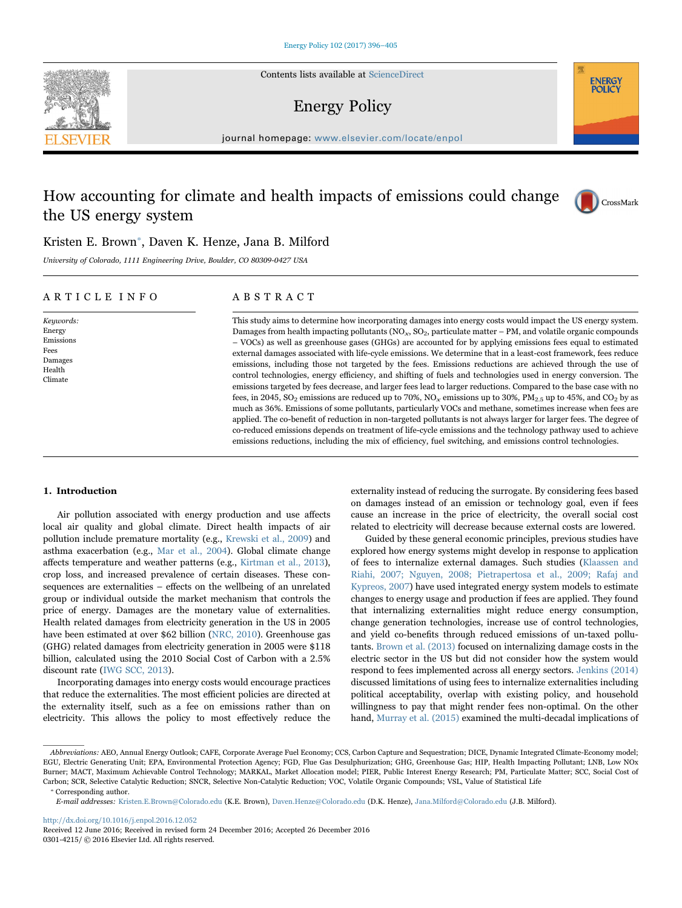# How accounting for climate and health impacts of emissions could change the US energy system

Kristen E. Brown*, Daven K. Henze, Jana B. Milford

*University of Colorado, 1111 Engineering Drive, Boulder, CO 80309-0427 USA*

## ARTICLE INFO

*Keywords:*
Energy
Emissions
Fees
Damages
Health
Climate

## ABSTRACT

This study aims to determine how incorporating damages into energy costs would impact the US energy system. Damages from health impacting pollutants ($NO_x$, $SO_2$, particulate matter – PM, and volatile organic compounds – VOCs) as well as greenhouse gases (GHGs) are accounted for by applying emissions fees equal to estimated external damages associated with life-cycle emissions. We determine that in a least-cost framework, fees reduce emissions, including those not targeted by the fees. Emissions reductions are achieved through the use of control technologies, energy efficiency, and shifting of fuels and technologies used in energy conversion. The emissions targeted by fees decrease, and larger fees lead to larger reductions. Compared to the base case with no fees, in 2045, $SO_2$ emissions are reduced up to 70%, $NO_x$ emissions up to 30%, $PM_{2.5}$ up to 45%, and $CO_2$ by as much as 36%. Emissions of some pollutants, particularly VOCs and methane, sometimes increase when fees are applied. The co-benefit of reduction in non-targeted pollutants is not always larger for larger fees. The degree of co-reduced emissions depends on treatment of life-cycle emissions and the technology pathway used to achieve emissions reductions, including the mix of efficiency, fuel switching, and emissions control technologies.

## 1. Introduction

Air pollution associated with energy production and use affects local air quality and global climate. Direct health impacts of air pollution include premature mortality (e.g., Krewski et al., 2009) and asthma exacerbation (e.g., Mar et al., 2004). Global climate change affects temperature and weather patterns (e.g., Kirtman et al., 2013), crop loss, and increased prevalence of certain diseases. These consequences are externalities – effects on the wellbeing of an unrelated group or individual outside the market mechanism that controls the price of energy. Damages are the monetary value of externalities. Health related damages from electricity generation in the US in 2005 have been estimated at over \$62 billion (NRC, 2010). Greenhouse gas (GHG) related damages from electricity generation in 2005 were \$118 billion, calculated using the 2010 Social Cost of Carbon with a 2.5% discount rate (IWG SCC, 2013).

Incorporating damages into energy costs would encourage practices that reduce the externalities. The most efficient policies are directed at the externality itself, such as a fee on emissions rather than on electricity. This allows the policy to most effectively reduce the externality instead of reducing the surrogate. By considering fees based on damages instead of an emission or technology goal, even if fees cause an increase in the price of electricity, the overall social cost related to electricity will decrease because external costs are lowered.

Guided by these general economic principles, previous studies have explored how energy systems might develop in response to application of fees to internalize external damages. Such studies (Klaassen and Riahi, 2007; Nguyen, 2008; Pietrapertosa et al., 2009; Rafaj and Kypreos, 2007) have used integrated energy system models to estimate changes to energy usage and production if fees are applied. They found that internalizing externalities might reduce energy consumption, change generation technologies, increase use of control technologies, and yield co-benefits through reduced emissions of un-taxed pollutants. Brown et al. (2013) focused on internalizing damage costs in the electric sector in the US but did not consider how the system would respond to fees implemented across all energy sectors. Jenkins (2014) discussed limitations of using fees to internalize externalities including political acceptability, overlap with existing policy, and household willingness to pay that might render fees non-optimal. On the other hand, Murray et al. (2015) examined the multi-decadal implications of

---

*Abbreviations:* AEO, Annual Energy Outlook; CAFE, Corporate Average Fuel Economy; CCS, Carbon Capture and Sequestration; DICE, Dynamic Integrated Climate-Economy model; EGU, Electric Generating Unit; EPA, Environmental Protection Agency; FGD, Flue Gas Desulphurization; GHG, Greenhouse Gas; HIP, Health Impacting Pollutant; LNB, Low NOx Burner; MACT, Maximum Achievable Control Technology; MARKAL, Market Allocation model; PIER, Public Interest Energy Research; PM, Particulate Matter; SCC, Social Cost of Carbon; SCR, Selective Catalytic Reduction; SNCR, Selective Non-Catalytic Reduction; VOC, Volatile Organic Compounds; VSL, Value of Statistical Life

* Corresponding author.

*E-mail addresses:* Kristen.E.Brown@Colorado.edu (K.E. Brown), Daven.Henze@Colorado.edu (D.K. Henze), Jana.Milford@Colorado.edu (J.B. Milford).

http://dx.doi.org/10.1016/j.enpol.2016.12.052
Received 12 June 2016; Received in revised form 24 December 2016; Accepted 26 December 2016
0301-4215/ © 2016 Elsevier Ltd. All rights reserved.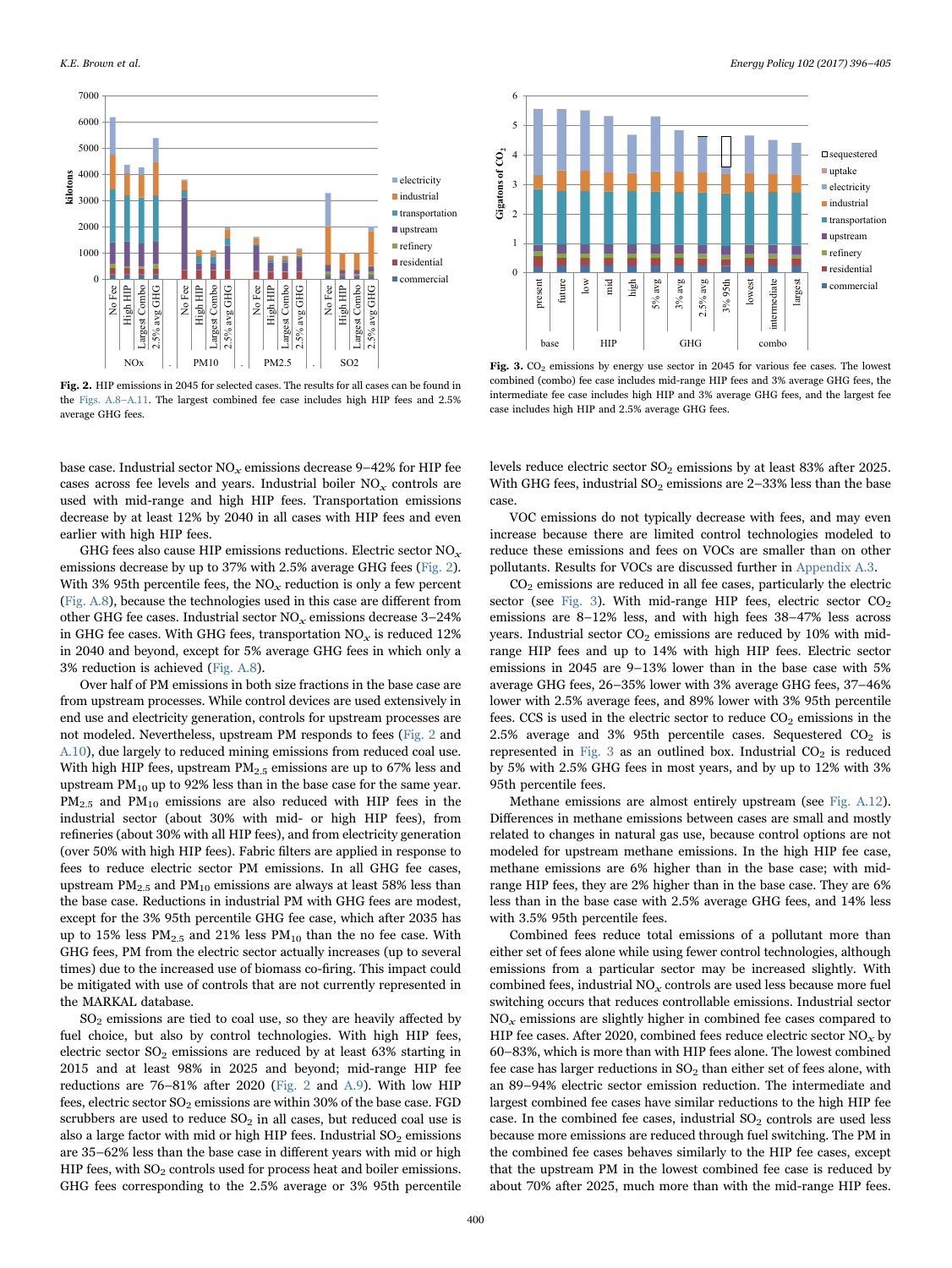Fig. 2. HIP emissions in 2045 for selected cases. The results for all cases can be found in the Figs. A.8–A.11. The largest combined fee case includes high HIP fees and 2.5% average GHG fees.

Fig. 3. $CO_2$ emissions by energy use sector in 2045 for various fee cases. The lowest combined (combo) fee case includes mid-range HIP fees and 3% average GHG fees, the intermediate fee case includes high HIP and 3% average GHG fees, and the largest fee case includes high HIP and 2.5% average GHG fees.

base case. Industrial sector $NO_x$ emissions decrease 9–42% for HIP fee cases across fee levels and years. Industrial boiler $NO_x$ controls are used with mid-range and high HIP fees. Transportation emissions decrease by at least 12% by 2040 in all cases with HIP fees and even earlier with high HIP fees.

GHG fees also cause HIP emissions reductions. Electric sector $NO_x$ emissions decrease by up to 37% with 2.5% average GHG fees (Fig. 2). With 3% 95th percentile fees, the $NO_x$ reduction is only a few percent (Fig. A.8), because the technologies used in this case are different from other GHG fee cases. Industrial sector $NO_x$ emissions decrease 3–24% in GHG fee cases. With GHG fees, transportation $NO_x$ is reduced 12% in 2040 and beyond, except for 5% average GHG fees in which only a 3% reduction is achieved (Fig. A.8).

Over half of PM emissions in both size fractions in the base case are from upstream processes. While control devices are used extensively in end use and electricity generation, controls for upstream processes are not modeled. Nevertheless, upstream PM responds to fees (Fig. 2 and A.10), due largely to reduced mining emissions from reduced coal use. With high HIP fees, upstream $PM_{2.5}$ emissions are up to 67% less and upstream $PM_{10}$ up to 92% less than in the base case for the same year. $PM_{2.5}$ and $PM_{10}$ emissions are also reduced with HIP fees in the industrial sector (about 30% with mid- or high HIP fees), from refineries (about 30% with all HIP fees), and from electricity generation (over 50% with high HIP fees). Fabric filters are applied in response to fees to reduce electric sector PM emissions. In all GHG fee cases, upstream $PM_{2.5}$ and $PM_{10}$ emissions are always at least 58% less than the base case. Reductions in industrial PM with GHG fees are modest, except for the 3% 95th percentile GHG fee case, which after 2035 has up to 15% less $PM_{2.5}$ and 21% less $PM_{10}$ than the no fee case. With GHG fees, PM from the electric sector actually increases (up to several times) due to the increased use of biomass co-firing. This impact could be mitigated with use of controls that are not currently represented in the MARKAL database.

$SO_2$ emissions are tied to coal use, so they are heavily affected by fuel choice, but also by control technologies. With high HIP fees, electric sector $SO_2$ emissions are reduced by at least 63% starting in 2015 and at least 98% in 2025 and beyond; mid-range HIP fee reductions are 76–81% after 2020 (Fig. 2 and A.9). With low HIP fees, electric sector $SO_2$ emissions are within 30% of the base case. FGD scrubbers are used to reduce $SO_2$ in all cases, but reduced coal use is also a large factor with mid or high HIP fees. Industrial $SO_2$ emissions are 35–62% less than the base case in different years with mid or high HIP fees, with $SO_2$ controls used for process heat and boiler emissions. GHG fees corresponding to the 2.5% average or 3% 95th percentile levels reduce electric sector $SO_2$ emissions by at least 83% after 2025. With GHG fees, industrial $SO_2$ emissions are 2–33% less than the base case.

VOC emissions do not typically decrease with fees, and may even increase because there are limited control technologies modeled to reduce these emissions and fees on VOCs are smaller than on other pollutants. Results for VOCs are discussed further in Appendix A.3.

$CO_2$ emissions are reduced in all fee cases, particularly the electric sector (see Fig. 3). With mid-range HIP fees, electric sector $CO_2$ emissions are 8–12% less, and with high HIP fees 38–47% less across years. Industrial sector $CO_2$ emissions are reduced by 10% with mid-range HIP fees and up to 14% with high HIP fees. Electric sector emissions in 2045 are 9–13% lower than in the base case with 5% average GHG fees, 26–35% lower with 3% average GHG fees, 37–46% lower with 2.5% average fees, and 89% lower with 3% 95th percentile fees. CCS is used in the electric sector to reduce $CO_2$ emissions in the 2.5% average and 3% 95th percentile cases. Sequestered $CO_2$ is represented in Fig. 3 as an outlined box. Industrial $CO_2$ is reduced by 5% with 2.5% GHG fees in most years, and by up to 12% with 3% 95th percentile fees.

Methane emissions are almost entirely upstream (see Fig. A.12). Differences in methane emissions between cases are small and mostly related to changes in natural gas use, because control options are not modeled for upstream methane emissions. In the high HIP fee case, methane emissions are 6% higher than in the base case; with mid-range HIP fees, they are 2% higher than in the base case. They are 6% less than in the base case with 2.5% average GHG fees, and 14% less with 3.5% 95th percentile fees.

Combined fees reduce total emissions of a pollutant more than either set of fees alone while using fewer control technologies, although emissions from a particular sector may be increased slightly. With combined fees, industrial $NO_x$ controls are used less because more fuel switching occurs that reduces controllable emissions. Industrial sector $NO_x$ emissions are slightly higher in combined fee cases compared to HIP fee cases. After 2020, combined fees reduce electric sector $NO_x$ by 60–83%, which is more than with HIP fees alone. The lowest combined fee case has larger reductions in $SO_2$ than either set of fees alone, with an 89–94% electric sector emission reduction. The intermediate and largest combined fee cases have similar reductions to the high HIP fee case. In the combined fee cases, industrial $SO_2$ controls are used less because more emissions are reduced through fuel switching. The PM in the combined fee cases behaves similarly to the HIP fee cases, except that the upstream PM in the lowest combined fee case is reduced by about 70% after 2025, much more than with the mid-range HIP fees.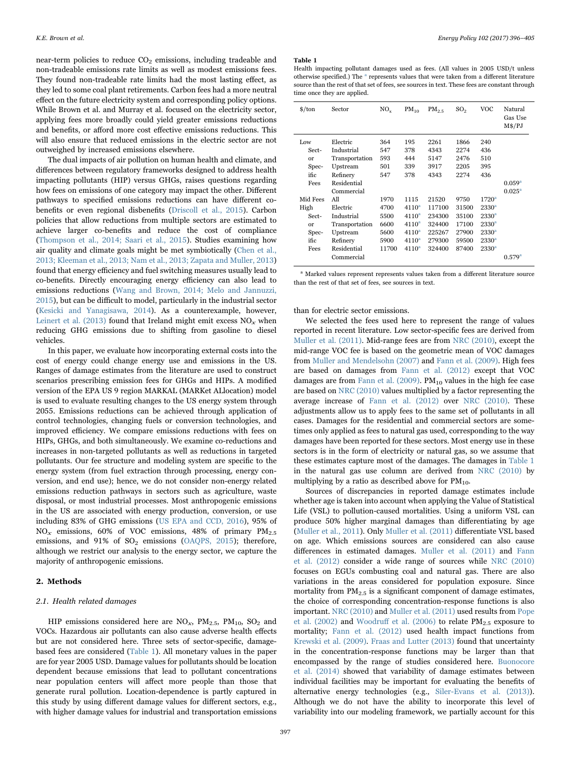near-term policies to reduce $CO_2$ emissions, including tradeable and non-tradeable emissions rate limits as well as modest emissions fees. They found non-tradeable rate limits had the most lasting effect, as they led to some coal plant retirements. Carbon fees had a more neutral effect on the future electricity system and corresponding policy options. While Brown et al. and Murray et al. focused on the electricity sector, applying fees more broadly could yield greater emissions reductions and benefits, or afford more cost effective emissions reductions. This will also ensure that reduced emissions in the electric sector are not outweighed by increased emissions elsewhere.

The dual impacts of air pollution on human health and climate, and differences between regulatory frameworks designed to address health impacting pollutants (HIP) versus GHGs, raises questions regarding how fees on emissions of one category may impact the other. Different pathways to specified emissions reductions can have different co-benefits or even regional disbenefits (Driscoll et al., 2015). Carbon policies that allow reductions from multiple sectors are estimated to achieve larger co-benefits and reduce the cost of compliance (Thompson et al., 2014; Saari et al., 2015). Studies examining how air quality and climate goals might be met symbiotically (Chen et al., 2013; Kleeman et al., 2013; Nam et al., 2013; Zapata and Muller, 2013) found that energy efficiency and fuel switching measures usually lead to co-benefits. Directly encouraging energy efficiency can also lead to emissions reductions (Wang and Brown, 2014; Melo and Jannuzzi, 2015), but can be difficult to model, particularly in the industrial sector (Kesicki and Yanagisawa, 2014). As a counterexample, however, Leinert et al. (2013) found that Ireland might emit excess $NO_x$ when reducing GHG emissions due to shifting from gasoline to diesel vehicles.

In this paper, we evaluate how incorporating external costs into the cost of energy could change energy use and emissions in the US. Ranges of damage estimates from the literature are used to construct scenarios prescribing emission fees for GHGs and HIPs. A modified version of the EPA US 9 region MARKAL (MARKet ALlocation) model is used to evaluate resulting changes to the US energy system through 2055. Emissions reductions can be achieved through application of control technologies, changing fuels or conversion technologies, and improved efficiency. We compare emissions reductions with fees on HIPs, GHGs, and both simultaneously. We examine co-reductions and increases in non-targeted pollutants as well as reductions in targeted pollutants. Our fee structure and modeling system are specific to the energy system (from fuel extraction through processing, energy conversion, and end use); hence, we do not consider non-energy related emissions reduction pathways in sectors such as agriculture, waste disposal, or most industrial processes. Most anthropogenic emissions in the US are associated with energy production, conversion, or use including 83% of GHG emissions (US EPA and CCD, 2016), 95% of $NO_x$ emissions, 60% of VOC emissions, 48% of primary $PM_{2.5}$ emissions, and 91% of $SO_2$ emissions (OAQPS, 2015); therefore, although we restrict our analysis to the energy sector, we capture the majority of anthropogenic emissions.

## 2. Methods

### 2.1. Health related damages

HIP emissions considered here are $NO_x$, $PM_{2.5}$, $PM_{10}$, $SO_2$ and VOCs. Hazardous air pollutants can also cause adverse health effects but are not considered here. Three sets of sector-specific, damage-based fees are considered (Table 1). All monetary values in the paper are for year 2005 USD. Damage values for pollutants should be location dependent because emissions that lead to pollutant concentrations near population centers will affect more people than those that generate rural pollution. Location-dependence is partly captured in this study by using different damage values for different sectors, e.g., with higher damage values for industrial and transportation emissions than for electric sector emissions.

**Table 1**
Health impacting pollutant damages used as fees. (All values in 2005 USD/t unless otherwise specified.) The [a] represents values that were taken from a different literature source than the rest of that set of fees, see sources in text. These fees are constant through time once they are applied.

| $/ton | Sector | $NO_x$ | $PM_{10}$ | $PM_{2.5}$ | $SO_2$ | VOC | Natural Gas Use M$/PJ |
|---|---|---|---|---|---|---|---|
| Low Sector Specific Fees | Electric | 364 | 195 | 2261 | 1866 | 240 | |
| | Industrial | 547 | 378 | 4343 | 2274 | 436 | |
| | Transportation | 593 | 444 | 5147 | 2476 | 510 | |
| | Upstream | 501 | 339 | 3917 | 2205 | 395 | |
| | Refinery | 547 | 378 | 4343 | 2274 | 436 | |
| | Residential | | | | | | 0.059[a] |
| | Commercial | | | | | | 0.025[a] |
| Mid Fees | All | 1970 | 1115 | 21520 | 9750 | 1720[a] | |
| High Sector Specific Fees | Electric | 4700 | 4110[a] | 117100 | 31500 | 2330[a] | |
| | Industrial | 5500 | 4110[a] | 234300 | 35100 | 2330[a] | |
| | Transportation | 6600 | 4110[a] | 324400 | 17100 | 2330[a] | |
| | Upstream | 5600 | 4110[a] | 225267 | 27900 | 2330[a] | |
| | Refinery | 5900 | 4110[a] | 279300 | 59500 | 2330[a] | |
| | Residential Commercial | 11700 | 4110[a] | 324400 | 87400 | 2330[a] | 0.579[a] |

[a] Marked values represent values taken from a different literature source than the rest of that set of fees, see sources in text.

We selected the fees used here to represent the range of values reported in recent literature. Low sector-specific fees are derived from Muller et al. (2011). Mid-range fees are from NRC (2010), except the mid-range VOC fee is based on the geometric mean of VOC damages from Muller and Mendelsohn (2007) and Fann et al. (2009). High fees are based on damages from Fann et al. (2012) except that VOC damages are from Fann et al. (2009). $PM_{10}$ values in the high fee case are based on NRC (2010) values multiplied by a factor representing the average increase of Fann et al. (2012) over NRC (2010). These adjustments allow us to apply fees to the same set of pollutants in all cases. Damages for the residential and commercial sectors are sometimes only applied as fees to natural gas used, corresponding to the way damages have been reported for these sectors. Most energy use in these sectors is in the form of electricity or natural gas, so we assume that these estimates capture most of the damages. The damages in Table 1 in the natural gas use column are derived from NRC (2010) by multiplying by a ratio as described above for $PM_{10}$.

Sources of discrepancies in reported damage estimates include whether age is taken into account when applying the Value of Statistical Life (VSL) to pollution-caused mortalities. Using a uniform VSL can produce 50% higher marginal damages than differentiating by age (Muller et al., 2011). Only Muller et al. (2011) differentiate VSL based on age. Which emissions sources are considered can also cause differences in estimated damages. Muller et al. (2011) and Fann et al. (2012) consider a wide range of sources while NRC (2010) focuses on EGUs combusting coal and natural gas. There are also variations in the areas considered for population exposure. Since mortality from $PM_{2.5}$ is a significant component of damage estimates, the choice of corresponding concentration-response functions is also important. NRC (2010) and Muller et al. (2011) used results from Pope et al. (2002) and Woodruff et al. (2006) to relate $PM_{2.5}$ exposure to mortality; Fann et al. (2012) used health impact functions from Krewski et al. (2009). Fraas and Lutter (2013) found that uncertainty in the concentration-response functions may be larger than that encompassed by the range of studies considered here. Buonocore et al. (2014) showed that variability of damage estimates between individual facilities may be important for evaluating the benefits of alternative energy technologies (e.g., Siler-Evans et al. (2013)). Although we do not have the ability to incorporate this level of variability into our modeling framework, we partially account for this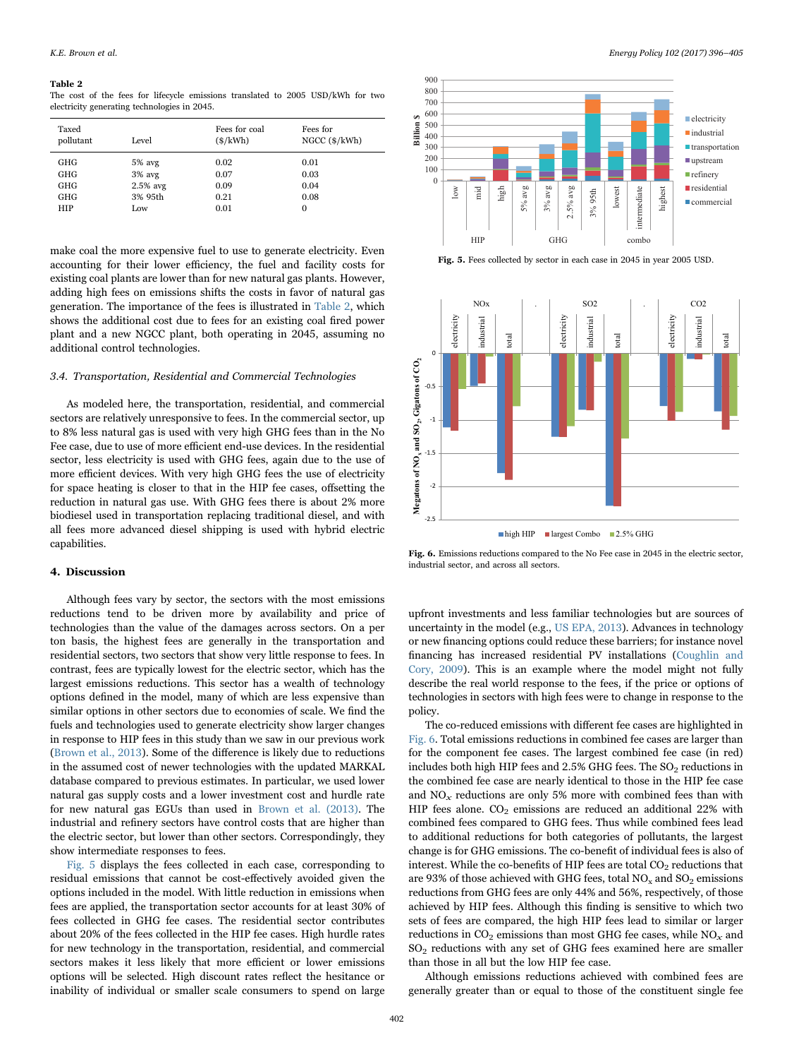**Table 2**
The cost of the fees for lifecycle emissions translated to 2005 USD/kWh for two electricity generating technologies in 2045.

| Taxed pollutant | Level | Fees for coal ($/kWh) | Fees for NGCC ($/kWh) |
|---|---|---|---|
| GHG | 5% avg | 0.02 | 0.01 |
| GHG | 3% avg | 0.07 | 0.03 |
| GHG | 2.5% avg | 0.09 | 0.04 |
| GHG | 3% 95th | 0.21 | 0.08 |
| HIP | Low | 0.01 | 0 |

make coal the more expensive fuel to use to generate electricity. Even accounting for their lower efficiency, the fuel and facility costs for existing coal plants are lower than for new natural gas plants. However, adding high fees on emissions shifts the costs in favor of natural gas generation. The importance of the fees is illustrated in Table 2, which shows the additional cost due to fees for an existing coal fired power plant and a new NGCC plant, both operating in 2045, assuming no additional control technologies.

### 3.4. Transportation, Residential and Commercial Technologies

As modeled here, the transportation, residential, and commercial sectors are relatively unresponsive to fees. In the commercial sector, up to 8% less natural gas is used with very high GHG fees than in the No Fee case, due to use of more efficient end-use devices. In the residential sector, less electricity is used with GHG fees, again due to the use of more efficient devices. With very high GHG fees the use of electricity for space heating is closer to that in the HIP fee cases, offsetting the reduction in natural gas use. With GHG fees there is about 2% more biodiesel used in transportation replacing traditional diesel, and with all fees more advanced diesel shipping is used with hybrid electric capabilities.

## 4. Discussion

Although fees vary by sector, the sectors with the most emissions reductions tend to be driven more by availability and price of technologies than the value of the damages across sectors. On a per ton basis, the highest fees are generally in the transportation and residential sectors, two sectors that show very little response to fees. In contrast, fees are typically lowest for the electric sector, which has the largest emissions reductions. This sector has a wealth of technology options defined in the model, many of which are less expensive than similar options in other sectors due to economies of scale. We find the fuels and technologies used to generate electricity show larger changes in response to HIP fees in this study than we saw in our previous work (Brown et al., 2013). Some of the difference is likely due to reductions in the assumed cost of newer technologies with the updated MARKAL database compared to previous estimates. In particular, we used lower natural gas supply costs and a lower investment cost and hurdle rate for new natural gas EGUs than used in Brown et al. (2013). The industrial and refinery sectors have control costs that are higher than the electric sector, but lower than other sectors. Correspondingly, they show intermediate responses to fees.

Fig. 5 displays the fees collected in each case, corresponding to residual emissions that cannot be cost-effectively avoided given the options included in the model. With little reduction in emissions when fees are applied, the transportation sector accounts for at least 30% of fees collected in GHG fee cases. The residential sector contributes about 20% of the fees collected in the HIP fee cases. High hurdle rates for new technology in the transportation, residential, and commercial sectors makes it less likely that more efficient or lower emissions options will be selected. High discount rates reflect the hesitance or inability of individual or smaller scale consumers to spend on large upfront investments and less familiar technologies but are sources of uncertainty in the model (e.g., US EPA, 2013). Advances in technology or new financing options could reduce these barriers; for instance novel financing has increased residential PV installations (Coughlin and Cory, 2009). This is an example where the model might not fully describe the real world response to the fees, if the price or options of technologies in sectors with high fees were to change in response to the policy.

**Fig. 5.** Fees collected by sector in each case in 2045 in year 2005 USD.

**Fig. 6.** Emissions reductions compared to the No Fee case in 2045 in the electric sector, industrial sector, and across all sectors.

The co-reduced emissions with different fee cases are highlighted in Fig. 6. Total emissions reductions in combined fee cases are larger than for the component fee cases. The largest combined fee case (in red) includes both high HIP fees and 2.5% GHG fees. The $SO_2$ reductions in the combined fee case are nearly identical to those in the HIP fee case and $NO_x$ reductions are only 5% more with combined fees than with HIP fees alone. $CO_2$ emissions are reduced an additional 22% with combined fees compared to GHG fees. Thus while combined fees lead to additional reductions for both categories of pollutants, the largest change is for GHG emissions. The co-benefit of individual fees is also of interest. While the co-benefits of HIP fees are total $CO_2$ reductions that are 93% of those achieved with GHG fees, total $NO_x$ and $SO_2$ emissions reductions from GHG fees are only 44% and 56%, respectively, of those achieved by HIP fees. Although this finding is sensitive to which two sets of fees are compared, the high HIP fees lead to similar or larger reductions in $CO_2$ emissions than most GHG fee cases, while $NO_x$ and $SO_2$ reductions with any set of GHG fees examined here are smaller than those in all but the low HIP fee case.

Although emissions reductions achieved with combined fees are generally greater than or equal to those of the constituent single fee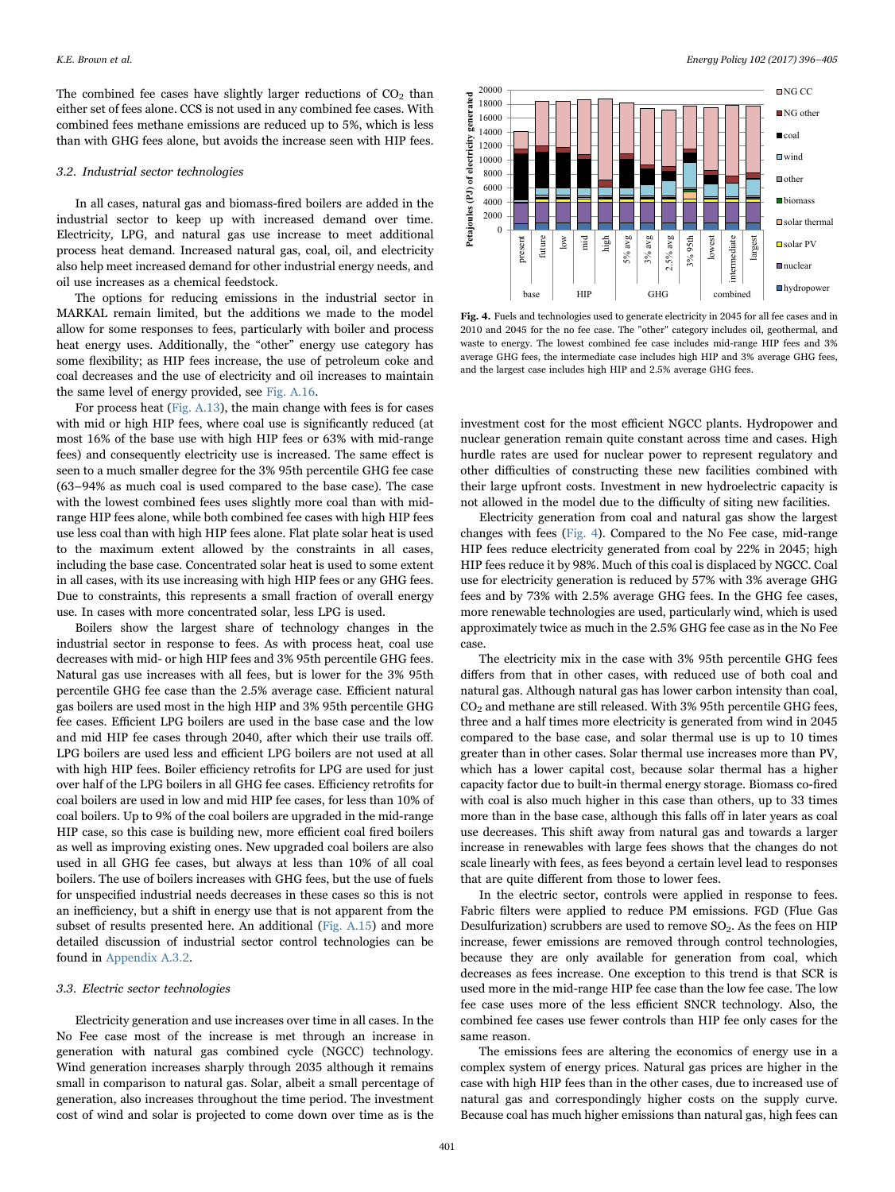The combined fee cases have slightly larger reductions of $CO_2$ than either set of fees alone. CCS is not used in any combined fee cases. With combined fees methane emissions are reduced up to 5%, which is less than with GHG fees alone, but avoids the increase seen with HIP fees.

### 3.2. Industrial sector technologies

In all cases, natural gas and biomass-fired boilers are added in the industrial sector to keep up with increased demand over time. Electricity, LPG, and natural gas use increase to meet additional process heat demand. Increased natural gas, coal, oil, and electricity also help meet increased demand for other industrial energy needs, and oil use increases as a chemical feedstock.

The options for reducing emissions in the industrial sector in MARKAL remain limited, but the additions we made to the model allow for some responses to fees, particularly with boiler and process heat energy uses. Additionally, the "other" energy use category has some flexibility; as HIP fees increase, the use of petroleum coke and coal decreases and the use of electricity and oil increases to maintain the same level of energy provided, see Fig. A.16.

For process heat (Fig. A.13), the main change with fees is for cases with mid or high HIP fees, where coal use is significantly reduced (at most 16% of the base use with high HIP fees or 63% with mid-range fees) and consequently electricity use is increased. The same effect is seen to a much smaller degree for the 3% 95th percentile GHG fee case (63–94% as much coal is used compared to the base case). The case with the lowest combined fees uses slightly more coal than with mid-range HIP fees alone, while both combined fee cases with high HIP fees use less coal than with high HIP fees alone. Flat plate solar heat is used to the maximum extent allowed by the constraints in all cases, including the base case. Concentrated solar heat is used to some extent in all cases, with its use increasing with high HIP fees or any GHG fees. Due to constraints, this represents a small fraction of overall energy use. In cases with more concentrated solar, less LPG is used.

Boilers show the largest share of technology changes in the industrial sector in response to fees. As with process heat, coal use decreases with mid- or high HIP fees and 3% 95th percentile GHG fees. Natural gas use increases with all fees, but is lower for the 3% 95th percentile GHG fee case than the 2.5% average case. Efficient natural gas boilers are used most in the high HIP and 3% 95th percentile GHG fee cases. Efficient LPG boilers are used in the base case and the low and mid HIP fee cases through 2040, after which their use trails off. LPG boilers are used less and efficient LPG boilers are not used at all with high HIP fees. Boiler efficiency retrofits for LPG are used for just over half of the LPG boilers in all GHG fee cases. Efficiency retrofits for coal boilers are used in low and mid HIP fee cases, for less than 10% of coal boilers. Up to 9% of the coal boilers are upgraded in the mid-range HIP case, so this case is building new, more efficient coal fired boilers as well as improving existing ones. New upgraded coal boilers are also used in all GHG fee cases, but always at less than 10% of all coal boilers. The use of boilers increases with GHG fees, but the use of fuels for unspecified industrial needs decreases in these cases so this is not an inefficiency, but a shift in energy use that is not apparent from the subset of results presented here. An additional (Fig. A.15) and more detailed discussion of industrial sector control technologies can be found in Appendix A.3.2.

### 3.3. Electric sector technologies

Electricity generation and use increases over time in all cases. In the No Fee case most of the increase is met through an increase in generation with natural gas combined cycle (NGCC) technology. Wind generation increases sharply through 2035 although it remains small in comparison to natural gas. Solar, albeit a small percentage of generation, also increases throughout the time period. The investment cost of wind and solar is projected to come down over time as is the investment cost for the most efficient NGCC plants. Hydropower and nuclear generation remain quite constant across time and cases. High hurdle rates are used for nuclear power to represent regulatory and other difficulties of constructing these new facilities combined with their large upfront costs. Investment in new hydroelectric capacity is not allowed in the model due to the difficulty of siting new facilities.

Fig. 4. Fuels and technologies used to generate electricity in 2045 for all fee cases and in 2010 and 2045 for the no fee case. The "other" category includes oil, geothermal, and waste to energy. The lowest combined fee case includes mid-range HIP fees and 3% average GHG fees, the intermediate case includes high HIP and 3% average GHG fees, and the largest case includes high HIP and 2.5% average GHG fees.

Electricity generation from coal and natural gas show the largest changes with fees (Fig. 4). Compared to the No Fee case, mid-range HIP fees reduce electricity generated from coal by 22% in 2045; high HIP fees reduce it by 98%. Much of this coal is displaced by NGCC. Coal use for electricity generation is reduced by 57% with 3% average GHG fees and by 73% with 2.5% average GHG fees. In the GHG fee cases, more renewable technologies are used, particularly wind, which is used approximately twice as much in the 2.5% GHG fee case as in the No Fee case.

The electricity mix in the case with 3% 95th percentile GHG fees differs from that in other cases, with reduced use of both coal and natural gas. Although natural gas has lower carbon intensity than coal, $CO_2$ and methane are still released. With 3% 95th percentile GHG fees, three and a half times more electricity is generated from wind in 2045 compared to the base case, and solar thermal use is up to 10 times greater than in other cases. Solar thermal use increases more than PV, which has a lower capital cost, because solar thermal has a higher capacity factor due to built-in thermal energy storage. Biomass co-fired with coal is also much higher in this case than others, up to 33 times more than in the base case, although this falls off in later years as coal use decreases. This shift away from natural gas and towards a larger increase in renewables with large fees shows that the changes do not scale linearly with fees, as fees beyond a certain level lead to responses that are quite different from those to lower fees.

In the electric sector, controls were applied in response to fees. Fabric filters were applied to reduce PM emissions. FGD (Flue Gas Desulfurization) scrubbers are used to remove $SO_2$. As the fees on HIP increase, fewer emissions are removed through control technologies, because they are only available for generation from coal, which decreases as fees increase. One exception to this trend is that SCR is used more in the mid-range HIP fee case than the low fee case. The low fee case uses more of the less efficient SNCR technology. Also, the combined fee cases use fewer controls than HIP fee only cases for the same reason.

The emissions fees are altering the economics of energy use in a complex system of energy prices. Natural gas prices are higher in the case with high HIP fees than in the other cases, due to increased use of natural gas and correspondingly higher costs on the supply curve. Because coal has much higher emissions than natural gas, high fees can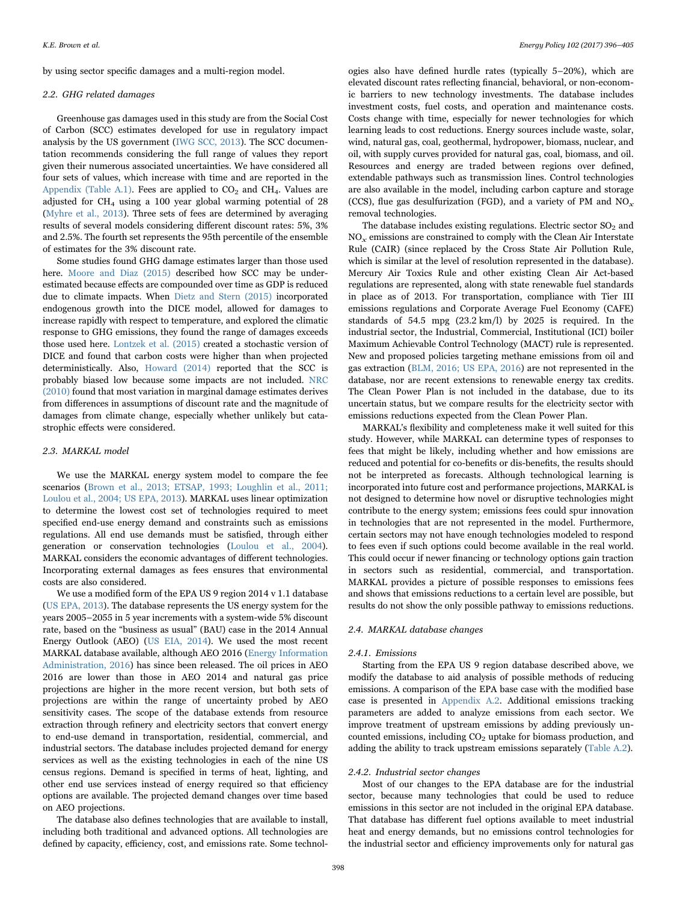by using sector specific damages and a multi-region model.

### 2.2. GHG related damages

Greenhouse gas damages used in this study are from the Social Cost of Carbon (SCC) estimates developed for use in regulatory impact analysis by the US government (IWG SCC, 2013). The SCC documentation recommends considering the full range of values they report given their numerous associated uncertainties. We have considered all four sets of values, which increase with time and are reported in the Appendix (Table A.1). Fees are applied to $CO_2$ and $CH_4$. Values are adjusted for $CH_4$ using a 100 year global warming potential of 28 (Myhre et al., 2013). Three sets of fees are determined by averaging results of several models considering different discount rates: 5%, 3% and 2.5%. The fourth set represents the 95th percentile of the ensemble of estimates for the 3% discount rate.

Some studies found GHG damage estimates larger than those used here. Moore and Diaz (2015) described how SCC may be underestimated because effects are compounded over time as GDP is reduced due to climate impacts. When Dietz and Stern (2015) incorporated endogenous growth into the DICE model, allowed for damages to increase rapidly with respect to temperature, and explored the climatic response to GHG emissions, they found the range of damages exceeds those used here. Lontzek et al. (2015) created a stochastic version of DICE and found that carbon costs were higher than when projected deterministically. Also, Howard (2014) reported that the SCC is probably biased low because some impacts are not included. NRC (2010) found that most variation in marginal damage estimates derives from differences in assumptions of discount rate and the magnitude of damages from climate change, especially whether unlikely but catastrophic effects were considered.

### 2.3. MARKAL model

We use the MARKAL energy system model to compare the fee scenarios (Brown et al., 2013; ETSAP, 1993; Loughlin et al., 2011; Loulou et al., 2004; US EPA, 2013). MARKAL uses linear optimization to determine the lowest cost set of technologies required to meet specified end-use energy demand and constraints such as emissions regulations. All end use demands must be satisfied, through either generation or conservation technologies (Loulou et al., 2004). MARKAL considers the economic advantages of different technologies. Incorporating external damages as fees ensures that environmental costs are also considered.

We use a modified form of the EPA US 9 region 2014 v 1.1 database (US EPA, 2013). The database represents the US energy system for the years 2005–2055 in 5 year increments with a system-wide 5% discount rate, based on the "business as usual" (BAU) case in the 2014 Annual Energy Outlook (AEO) (US EIA, 2014). We used the most recent MARKAL database available, although AEO 2016 (Energy Information Administration, 2016) has since been released. The oil prices in AEO 2016 are lower than those in AEO 2014 and natural gas price projections are higher in the more recent version, but both sets of projections are within the range of uncertainty probed by AEO sensitivity cases. The scope of the database extends from resource extraction through refinery and electricity sectors that convert energy to end-use demand in transportation, residential, commercial, and industrial sectors. The database includes projected demand for energy services as well as the existing technologies in each of the nine US census regions. Demand is specified in terms of heat, lighting, and other end use services instead of energy required so that efficiency options are available. The projected demand changes over time based on AEO projections.

The database also defines technologies that are available to install, including both traditional and advanced options. All technologies are defined by capacity, efficiency, cost, and emissions rate. Some technologies also have defined hurdle rates (typically 5–20%), which are elevated discount rates reflecting financial, behavioral, or non-economic barriers to new technology investments. The database includes investment costs, fuel costs, and operation and maintenance costs. Costs change with time, especially for newer technologies for which learning leads to cost reductions. Energy sources include waste, solar, wind, natural gas, coal, geothermal, hydropower, biomass, nuclear, and oil, with supply curves provided for natural gas, coal, biomass, and oil. Resources and energy are traded between regions over defined, extendable pathways such as transmission lines. Control technologies are also available in the model, including carbon capture and storage (CCS), flue gas desulfurization (FGD), and a variety of PM and $NO_x$ removal technologies.

The database includes existing regulations. Electric sector $SO_2$ and $NO_x$ emissions are constrained to comply with the Clean Air Interstate Rule (CAIR) (since replaced by the Cross State Air Pollution Rule, which is similar at the level of resolution represented in the database). Mercury Air Toxics Rule and other existing Clean Air Act-based regulations are represented, along with state renewable fuel standards in place as of 2013. For transportation, compliance with Tier III emissions regulations and Corporate Average Fuel Economy (CAFE) standards of 54.5 mpg (23.2 km/l) by 2025 is required. In the industrial sector, the Industrial, Commercial, Institutional (ICI) boiler Maximum Achievable Control Technology (MACT) rule is represented. New and proposed policies targeting methane emissions from oil and gas extraction (BLM, 2016; US EPA, 2016) are not represented in the database, nor are recent extensions to renewable energy tax credits. The Clean Power Plan is not included in the database, due to its uncertain status, but we compare results for the electricity sector with emissions reductions expected from the Clean Power Plan.

MARKAL's flexibility and completeness make it well suited for this study. However, while MARKAL can determine types of responses to fees that might be likely, including whether and how emissions are reduced and potential for co-benefits or dis-benefits, the results should not be interpreted as forecasts. Although technological learning is incorporated into future cost and performance projections, MARKAL is not designed to determine how novel or disruptive technologies might contribute to the energy system; emissions fees could spur innovation in technologies that are not represented in the model. Furthermore, certain sectors may not have enough technologies modeled to respond to fees even if such options could become available in the real world. This could occur if newer financing or technology options gain traction in sectors such as residential, commercial, and transportation. MARKAL provides a picture of possible responses to emissions fees and shows that emissions reductions to a certain level are possible, but results do not show the only possible pathway to emissions reductions.

### 2.4. MARKAL database changes

#### 2.4.1. Emissions

Starting from the EPA US 9 region database described above, we modify the database to aid analysis of possible methods of reducing emissions. A comparison of the EPA base case with the modified base case is presented in Appendix A.2. Additional emissions tracking parameters are added to analyze emissions from each sector. We improve treatment of upstream emissions by adding previously uncounted emissions, including $CO_2$ uptake for biomass production, and adding the ability to track upstream emissions separately (Table A.2).

#### 2.4.2. Industrial sector changes

Most of our changes to the EPA database are for the industrial sector, because many technologies that could be used to reduce emissions in this sector are not included in the original EPA database. That database has different fuel options available to meet industrial heat and energy demands, but no emissions control technologies for the industrial sector and efficiency improvements only for natural gas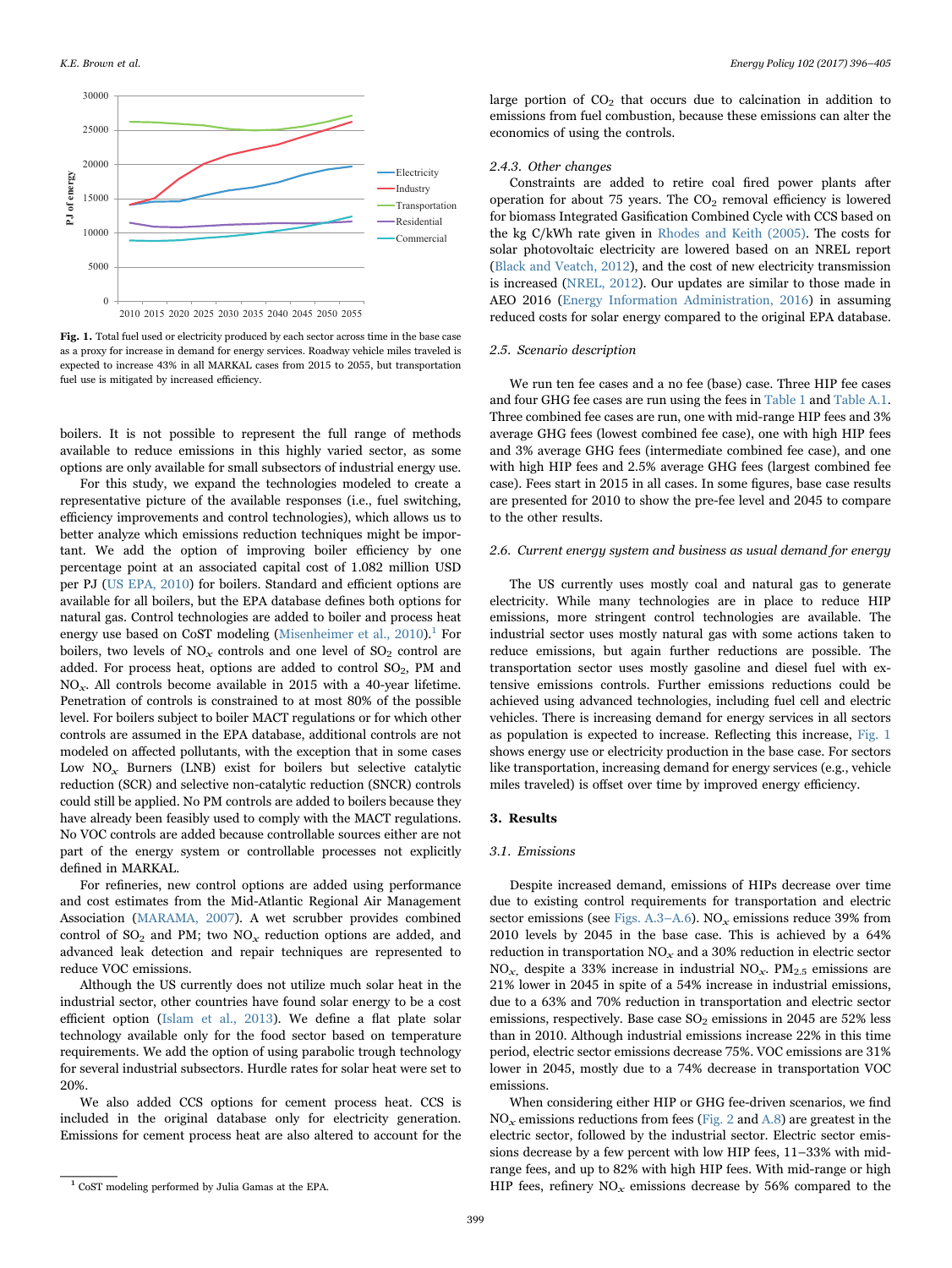Fig. 1. Total fuel used or electricity produced by each sector across time in the base case as a proxy for increase in demand for energy services. Roadway vehicle miles traveled is expected to increase 43% in all MARKAL cases from 2015 to 2055, but transportation fuel use is mitigated by increased efficiency.

boilers. It is not possible to represent the full range of methods available to reduce emissions in this highly varied sector, as some options are only available for small subsectors of industrial energy use.

For this study, we expand the technologies modeled to create a representative picture of the available responses (i.e., fuel switching, efficiency improvements and control technologies), which allows us to better analyze which emissions reduction techniques might be important. We add the option of improving boiler efficiency by one percentage point at an associated capital cost of 1.082 million USD per PJ (US EPA, 2010) for boilers. Standard and efficient options are available for all boilers, but the EPA database defines both options for natural gas. Control technologies are added to boiler and process heat energy use based on CoST modeling (Misenheimer et al., 2010).[1] For boilers, two levels of $NO_x$ controls and one level of $SO_2$ control are added. For process heat, options are added to control $SO_2$, PM and $NO_x$. All controls become available in 2015 with a 40-year lifetime. Penetration of controls is constrained to at most 80% of the possible level. For boilers subject to boiler MACT regulations or for which other controls are assumed in the EPA database, additional controls are not modeled on affected pollutants, with the exception that in some cases Low $NO_x$ Burners (LNB) exist for boilers but selective catalytic reduction (SCR) and selective non-catalytic reduction (SNCR) controls could still be applied. No PM controls are added to boilers because they have already been feasibly used to comply with the MACT regulations. No VOC controls are added because controllable sources either are not part of the energy system or controllable processes not explicitly defined in MARKAL.

For refineries, new control options are added using performance and cost estimates from the Mid-Atlantic Regional Air Management Association (MARAMA, 2007). A wet scrubber provides combined control of $SO_2$ and PM; two $NO_x$ reduction options are added, and advanced leak detection and repair techniques are represented to reduce VOC emissions.

Although the US currently does not utilize much solar heat in the industrial sector, other countries have found solar energy to be a cost efficient option (Islam et al., 2013). We define a flat plate solar technology available only for the food sector based on temperature requirements. We add the option of using parabolic trough technology for several industrial subsectors. Hurdle rates for solar heat were set to 20%.

We also added CCS options for cement process heat. CCS is included in the original database only for electricity generation. Emissions for cement process heat are also altered to account for the large portion of $CO_2$ that occurs due to calcination in addition to emissions from fuel combustion, because these emissions can alter the economics of using the controls.

[1] CoST modeling performed by Julia Gamas at the EPA.

#### 2.4.3. Other changes

Constraints are added to retire coal fired power plants after operation for about 75 years. The $CO_2$ removal efficiency is lowered for biomass Integrated Gasification Combined Cycle with CCS based on the kg C/kWh rate given in Rhodes and Keith (2005). The costs for solar photovoltaic electricity are lowered based on an NREL report (Black and Veatch, 2012), and the cost of new electricity transmission is increased (NREL, 2012). Our updates are similar to those made in AEO 2016 (Energy Information Administration, 2016) in assuming reduced costs for solar energy compared to the original EPA database.

### 2.5. Scenario description

We run ten fee cases and a no fee (base) case. Three HIP fee cases and four GHG fee cases are run using the fees in Table 1 and Table A.1. Three combined fee cases are run, one with mid-range HIP fees and 3% average GHG fees (lowest combined fee case), one with high HIP fees and 3% average GHG fees (intermediate combined fee case), and one with high HIP fees and 2.5% average GHG fees (largest combined fee case). Fees start in 2015 in all cases. In some figures, base case results are presented for 2010 to show the pre-fee level and 2045 to compare to the other results.

### 2.6. Current energy system and business as usual demand for energy

The US currently uses mostly coal and natural gas to generate electricity. While many technologies are in place to reduce HIP emissions, more stringent control technologies are available. The industrial sector uses mostly natural gas with some actions taken to reduce emissions, but again further reductions are possible. The transportation sector uses mostly gasoline and diesel fuel with extensive emissions controls. Further emissions reductions could be achieved using advanced technologies, including fuel cell and electric vehicles. There is increasing demand for energy services in all sectors as population is expected to increase. Reflecting this increase, Fig. 1 shows energy use or electricity production in the base case. For sectors like transportation, increasing demand for energy services (e.g., vehicle miles traveled) is offset over time by improved energy efficiency.

## 3. Results

### 3.1. Emissions

Despite increased demand, emissions of HIPs decrease over time due to existing control requirements for transportation and electric sector emissions (see Figs. A.3–A.6). $NO_x$ emissions reduce 39% from 2010 levels by 2045 in the base case. This is achieved by a 64% reduction in transportation $NO_x$ and a 30% reduction in electric sector $NO_x$, despite a 33% increase in industrial $NO_x$. $PM_{2.5}$ emissions are 21% lower in 2045 in spite of a 54% increase in industrial emissions, due to a 63% and 70% reduction in transportation and electric sector emissions, respectively. Base case $SO_2$ emissions in 2045 are 52% less than in 2010. Although industrial emissions increase 22% in this time period, electric sector emissions decrease 75%. VOC emissions are 31% lower in 2045, mostly due to a 74% decrease in transportation VOC emissions.

When considering either HIP or GHG fee-driven scenarios, we find $NO_x$ emissions reductions from fees (Fig. 2 and A.8) are greatest in the electric sector, followed by the industrial sector. Electric sector emissions decrease by a few percent with low HIP fees, 11–33% with mid-range fees, and up to 82% with high HIP fees. With mid-range or high HIP fees, refinery $NO_x$ emissions decrease by 56% compared to the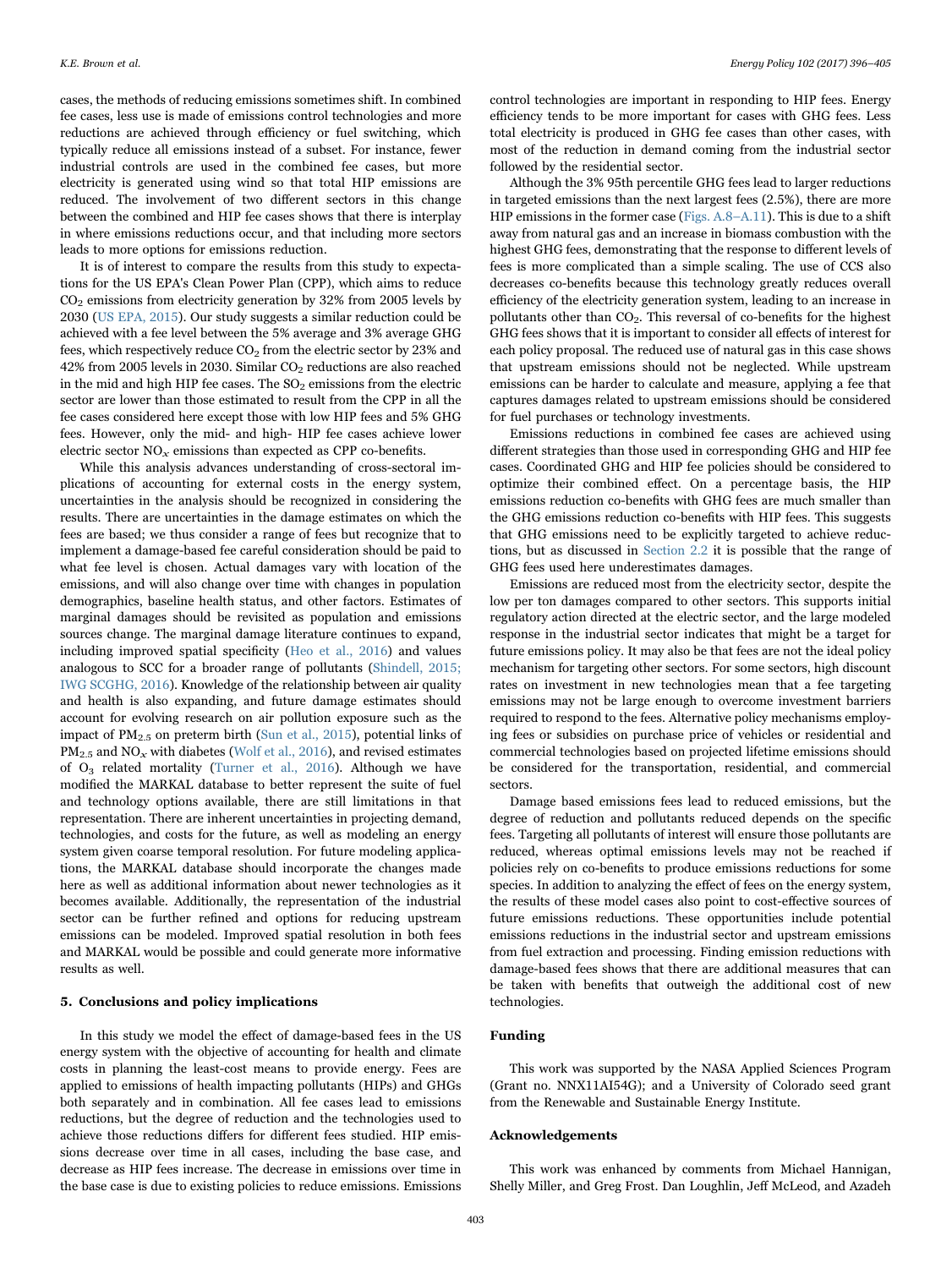cases, the methods of reducing emissions sometimes shift. In combined fee cases, less use is made of emissions control technologies and more reductions are achieved through efficiency or fuel switching, which typically reduce all emissions instead of a subset. For instance, fewer industrial controls are used in the combined fee cases, but more electricity is generated using wind so that total HIP emissions are reduced. The involvement of two different sectors in this change between the combined and HIP fee cases shows that there is interplay in where emissions reductions occur, and that including more sectors leads to more options for emissions reduction.

It is of interest to compare the results from this study to expectations for the US EPA's Clean Power Plan (CPP), which aims to reduce $CO_2$ emissions from electricity generation by 32% from 2005 levels by 2030 (US EPA, 2015). Our study suggests a similar reduction could be achieved with a fee level between the 5% average and 3% average GHG fees, which respectively reduce $CO_2$ from the electric sector by 23% and 42% from 2005 levels in 2030. Similar $CO_2$ reductions are also reached in the mid and high HIP fee cases. The $SO_2$ emissions from the electric sector are lower than those estimated to result from the CPP in all the fee cases considered here except those with low HIP fees and 5% GHG fees. However, only the mid- and high- HIP fee cases achieve lower electric sector $NO_x$ emissions than expected as CPP co-benefits.

While this analysis advances understanding of cross-sectoral implications of accounting for external costs in the energy system, uncertainties in the analysis should be recognized in considering the results. There are uncertainties in the damage estimates on which the fees are based; we thus consider a range of fees but recognize that to implement a damage-based fee careful consideration should be paid to what fee level is chosen. Actual damages vary with location of the emissions, and will also change over time with changes in population demographics, baseline health status, and other factors. Estimates of marginal damages should be revisited as population and emissions sources change. The marginal damage literature continues to expand, including improved spatial specificity (Heo et al., 2016) and values analogous to SCC for a broader range of pollutants (Shindell, 2015; IWG SCGHG, 2016). Knowledge of the relationship between air quality and health is also expanding, and future damage estimates should account for evolving research on air pollution exposure such as the impact of $PM_{2.5}$ on preterm birth (Sun et al., 2015), potential links of $PM_{2.5}$ and $NO_x$ with diabetes (Wolf et al., 2016), and revised estimates of $O_3$ related mortality (Turner et al., 2016). Although we have modified the MARKAL database to better represent the suite of fuel and technology options available, there are still limitations in that representation. There are inherent uncertainties in projecting demand, technologies, and costs for the future, as well as modeling an energy system given coarse temporal resolution. For future modeling applications, the MARKAL database should incorporate the changes made here as well as additional information about newer technologies as it becomes available. Additionally, the representation of the industrial sector can be further refined and options for reducing upstream emissions can be modeled. Improved spatial resolution in both fees and MARKAL would be possible and could generate more informative results as well.

## 5. Conclusions and policy implications

In this study we model the effect of damage-based fees in the US energy system with the objective of accounting for health and climate costs in planning the least-cost means to provide energy. Fees are applied to emissions of health impacting pollutants (HIPs) and GHGs both separately and in combination. All fee cases lead to emissions reductions, but the degree of reduction and the technologies used to achieve those reductions differs for different fees studied. HIP emissions decrease over time in all cases, including the base case, and decrease as HIP fees increase. The decrease in emissions over time in the base case is due to existing policies to reduce emissions. Emissions control technologies are important in responding to HIP fees. Energy efficiency tends to be more important for cases with GHG fees. Less total electricity is produced in GHG fee cases than other cases, with most of the reduction in demand coming from the industrial sector followed by the residential sector.

Although the 3% 95th percentile GHG fees lead to larger reductions in targeted emissions than the next largest fees (2.5%), there are more HIP emissions in the former case (Figs. A.8–A.11). This is due to a shift away from natural gas and an increase in biomass combustion with the highest GHG fees, demonstrating that the response to different levels of fees is more complicated than a simple scaling. The use of CCS also decreases co-benefits because this technology greatly reduces overall efficiency of the electricity generation system, leading to an increase in pollutants other than $CO_2$. This reversal of co-benefits for the highest GHG fees shows that it is important to consider all effects of interest for each policy proposal. The reduced use of natural gas in this case shows that upstream emissions should not be neglected. While upstream emissions can be harder to calculate and measure, applying a fee that captures damages related to upstream emissions should be considered for fuel purchases or technology investments.

Emissions reductions in combined fee cases are achieved using different strategies than those used in corresponding GHG and HIP fee cases. Coordinated GHG and HIP fee policies should be considered to optimize their combined effect. On a percentage basis, the HIP emissions reduction co-benefits with GHG fees are much smaller than the GHG emissions reduction co-benefits with HIP fees. This suggests that GHG emissions need to be explicitly targeted to achieve reductions, but as discussed in Section 2.2 it is possible that the range of GHG fees used here underestimates damages.

Emissions are reduced most from the electricity sector, despite the low per ton damages compared to other sectors. This supports initial regulatory action directed at the electric sector, and the large modeled response in the industrial sector indicates that might be a target for future emissions policy. It may also be that fees are not the ideal policy mechanism for targeting other sectors. For some sectors, high discount rates on investment in new technologies mean that a fee targeting emissions may not be large enough to overcome investment barriers required to respond to the fees. Alternative policy mechanisms employing fees or subsidies on purchase price of vehicles or residential and commercial technologies based on projected lifetime emissions should be considered for the transportation, residential, and commercial sectors.

Damage based emissions fees lead to reduced emissions, but the degree of reduction and pollutants reduced depends on the specific fees. Targeting all pollutants of interest will ensure those pollutants are reduced, whereas optimal emissions levels may not be reached if policies rely on co-benefits to produce emissions reductions for some species. In addition to analyzing the effect of fees on the energy system, the results of these model cases also point to cost-effective sources of future emissions reductions. These opportunities include potential emissions reductions in the industrial sector and upstream emissions from fuel extraction and processing. Finding emission reductions with damage-based fees shows that there are additional measures that can be taken with benefits that outweigh the additional cost of new technologies.

## Funding

This work was supported by the NASA Applied Sciences Program (Grant no. NNX11AI54G); and a University of Colorado seed grant from the Renewable and Sustainable Energy Institute.

## Acknowledgements

This work was enhanced by comments from Michael Hannigan, Shelly Miller, and Greg Frost. Dan Loughlin, Jeff McLeod, and Azadeh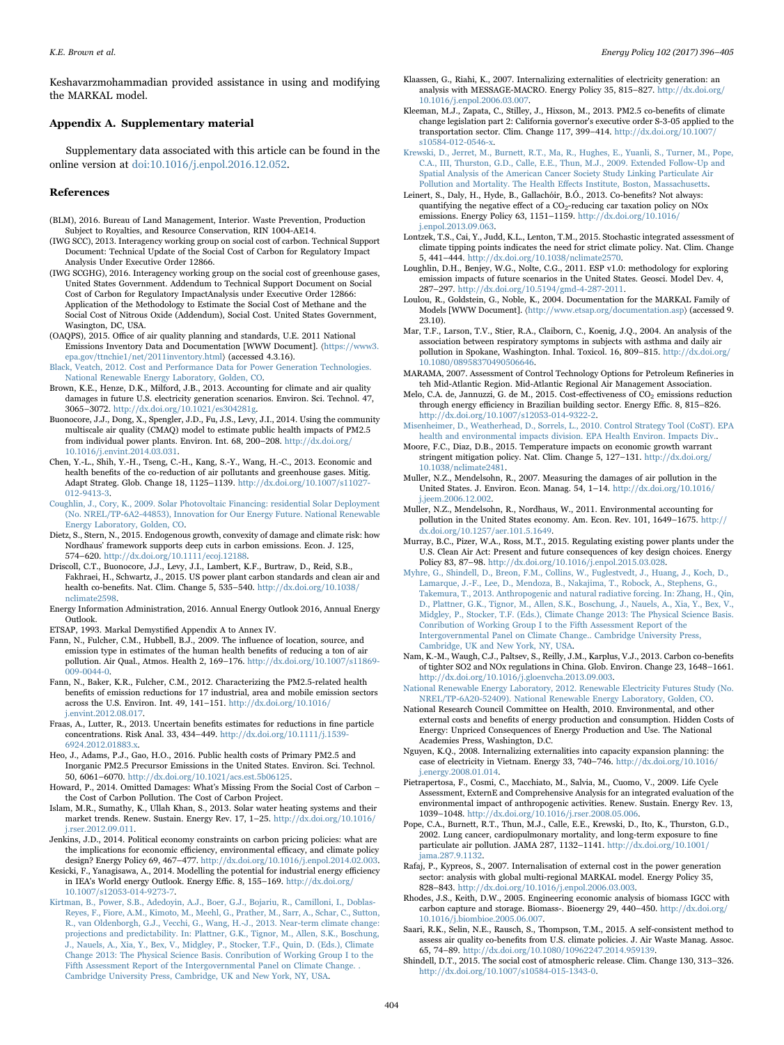Keshavarzmohammadian provided assistance in using and modifying the MARKAL model.

## Appendix A. Supplementary material

Supplementary data associated with this article can be found in the online version at doi:10.1016/j.enpol.2016.12.052.

## References

(BLM), 2016. Bureau of Land Management, Interior. Waste Prevention, Production Subject to Royalties, and Resource Conservation, RIN 1004-AE14.

(IWG SCC), 2013. Interagency working group on social cost of carbon. Technical Support Document: Technical Update of the Social Cost of Carbon for Regulatory Impact Analysis Under Executive Order 12866.

(IWG SCGHG), 2016. Interagency working group on the social cost of greenhouse gases, United States Government. Addendum to Technical Support Document on Social Cost of Carbon for Regulatory ImpactAnalysis under Executive Order 12866: Application of the Methodology to Estimate the Social Cost of Methane and the Social Cost of Nitrous Oxide (Addendum), Social Cost. United States Government, Wasington, DC, USA.

(OAQPS), 2015. Office of air quality planning and standards, U.E. 2011 National Emissions Inventory Data and Documentation [WWW Document]. 〈https://www3.epa.gov/ttnchie1/net/2011inventory.html〉 (accessed 4.3.16).

Black, Veatch, 2012. Cost and Performance Data for Power Generation Technologies. National Renewable Energy Laboratory, Golden, CO.

Brown, K.E., Henze, D.K., Milford, J.B., 2013. Accounting for climate and air quality damages in future U.S. electricity generation scenarios. Environ. Sci. Technol. 47, 3065–3072. http://dx.doi.org/10.1021/es304281g.

Buonocore, J.J., Dong, X., Spengler, J.D., Fu, J.S., Levy, J.I., 2014. Using the community multiscale air quality (CMAQ) model to estimate public health impacts of PM2.5 from individual power plants. Environ. Int. 68, 200–208. http://dx.doi.org/10.1016/j.envint.2014.03.031.

Chen, Y.-L., Shih, Y.-H., Tseng, C.-H., Kang, S.-Y., Wang, H.-C., 2013. Economic and health benefits of the co-reduction of air pollutants and greenhouse gases. Mitig. Adapt Strateg. Glob. Change 18, 1125–1139. http://dx.doi.org/10.1007/s11027-012-9413-3.

Coughlin, J., Cory, K., 2009. Solar Photovoltaic Financing: residential Solar Deployment (No. NREL/TP-6A2-44853), Innovation for Our Energy Future. National Renewable Energy Laboratory, Golden, CO.

Dietz, S., Stern, N., 2015. Endogenous growth, convexity of damage and climate risk: how Nordhaus' framework supports deep cuts in carbon emissions. Econ. J. 125, 574–620. http://dx.doi.org/10.1111/ecoj.12188.

Driscoll, C.T., Buonocore, J.J., Levy, J.I., Lambert, K.F., Burtraw, D., Reid, S.B., Fakhraei, H., Schwartz, J., 2015. US power plant carbon standards and clean air and health co-benefits. Nat. Clim. Change 5, 535–540. http://dx.doi.org/10.1038/nclimate2598.

Energy Information Administration, 2016. Annual Energy Outlook 2016, Annual Energy Outlook.

ETSAP, 1993. Markal Demystified Appendix A to Annex IV.

Fann, N., Fulcher, C.M., Hubbell, B.J., 2009. The influence of location, source, and emission type in estimates of the human health benefits of reducing a ton of air pollution. Air Qual., Atmos. Health 2, 169–176. http://dx.doi.org/10.1007/s11869-009-0044-0.

Fann, N., Baker, K.R., Fulcher, C.M., 2012. Characterizing the PM2.5-related health benefits of emission reductions for 17 industrial, area and mobile emission sectors across the U.S. Environ. Int. 49, 141–151. http://dx.doi.org/10.1016/j.envint.2012.08.017.

Fraas, A., Lutter, R., 2013. Uncertain benefits estimates for reductions in fine particle concentrations. Risk Anal. 33, 434–449. http://dx.doi.org/10.1111/j.1539-6924.2012.01883.x.

Heo, J., Adams, P.J., Gao, H.O., 2016. Public health costs of Primary PM2.5 and Inorganic PM2.5 Precursor Emissions in the United States. Environ. Sci. Technol. 50, 6061–6070. http://dx.doi.org/10.1021/acs.est.5b06125.

Howard, P., 2014. Omitted Damages: What's Missing From the Social Cost of Carbon – the Cost of Carbon Pollution. The Cost of Carbon Project.

Islam, M.R., Sumathy, K., Ullah Khan, S., 2013. Solar water heating systems and their market trends. Renew. Sustain. Energy Rev. 17, 1–25. http://dx.doi.org/10.1016/j.rser.2012.09.011.

Jenkins, J.D., 2014. Political economy constraints on carbon pricing policies: what are the implications for economic efficiency, environmental efficacy, and climate policy design? Energy Policy 69, 467–477. http://dx.doi.org/10.1016/j.enpol.2014.02.003.

Kesicki, F., Yanagisawa, A., 2014. Modelling the potential for industrial energy efficiency in IEA's World energy Outlook. Energy Effic. 8, 155–169. http://dx.doi.org/10.1007/s12053-014-9273-7.

Kirtman, B., Power, S.B., Adedoyin, A.J., Boer, G.J., Bojariu, R., Camilloni, I., Doblas-Reyes, F., Fiore, A.M., Kimoto, M., Meehl, G., Prather, M., Sarr, A., Schar, C., Sutton, R., van Oldenborgh, G.J., Vecchi, G., Wang, H.-J., 2013. Near-term climate change: projections and predictability. In: Plattner, G.K., Tignor, M., Allen, S.K., Boschung, J., Nauels, A., Xia, Y., Bex, V., Midgley, P., Stocker, T.F., Quin, D. (Eds.), Climate Change 2013: The Physical Science Basis. Conribution of Working Group I to the Fifth Assessment Report of the Intergovernmental Panel on Climate Change. . Cambridge University Press, Cambridge, UK and New York, NY, USA.

Klaassen, G., Riahi, K., 2007. Internalizing externalities of electricity generation: an analysis with MESSAGE-MACRO. Energy Policy 35, 815–827. http://dx.doi.org/10.1016/j.enpol.2006.03.007.

Kleeman, M.J., Zapata, C., Stilley, J., Hixson, M., 2013. PM2.5 co-benefits of climate change legislation part 2: California governor's executive order S-3-05 applied to the transportation sector. Clim. Change 117, 399–414. http://dx.doi.org/10.1007/s10584-012-0546-x.

Krewski, D., Jerret, M., Burnett, R.T., Ma, R., Hughes, E., Yuanli, S., Turner, M., Pope, C.A., III, Thurston, G.D., Calle, E.E., Thun, M.J., 2009. Extended Follow-Up and Spatial Analysis of the American Cancer Society Study Linking Particulate Air Pollution and Mortality. The Health Effects Institute, Boston, Massachusetts.

Leinert, S., Daly, H., Hyde, B., Gallachóir, B.Ó., 2013. Co-benefits? Not always: quantifying the negative effect of a $CO_2$-reducing car taxation policy on NOx emissions. Energy Policy 63, 1151–1159. http://dx.doi.org/10.1016/j.enpol.2013.09.063.

Lontzek, T.S., Cai, Y., Judd, K.L., Lenton, T.M., 2015. Stochastic integrated assessment of climate tipping points indicates the need for strict climate policy. Nat. Clim. Change 5, 441–444. http://dx.doi.org/10.1038/nclimate2570.

Loughlin, D.H., Benjey, W.G., Nolte, C.G., 2011. ESP v1.0: methodology for exploring emission impacts of future scenarios in the United States. Geosci. Model Dev. 4, 287–297. http://dx.doi.org/10.5194/gmd-4-287-2011.

Loulou, R., Goldstein, G., Noble, K., 2004. Documentation for the MARKAL Family of Models [WWW Document]. 〈http://www.etsap.org/documentation.asp〉 (accessed 9.23.10).

Mar, T.F., Larson, T.V., Stier, R.A., Claiborn, C., Koenig, J.Q., 2004. An analysis of the association between respiratory symptoms in subjects with asthma and daily air pollution in Spokane, Washington. Inhal. Toxicol. 16, 809–815. http://dx.doi.org/10.1080/08958370490506646.

MARAMA, 2007. Assessment of Control Technology Options for Petroleum Refineries in teh Mid-Atlantic Region. Mid-Atlantic Regional Air Management Association.

Melo, C.A. de, Jannuzzi, G. de M., 2015. Cost-effectiveness of $CO_2$ emissions reduction through energy efficiency in Brazilian building sector. Energy Effic. 8, 815–826. http://dx.doi.org/10.1007/s12053-014-9322-2.

Misenheimer, D., Weatherhead, D., Sorrels, L., 2010. Control Strategy Tool (CoST). EPA health and environmental impacts division. EPA Health Environ. Impacts Div..

Moore, F.C., Diaz, D.B., 2015. Temperature impacts on economic growth warrant stringent mitigation policy. Nat. Clim. Change 5, 127–131. http://dx.doi.org/10.1038/nclimate2481.

Muller, N.Z., Mendelsohn, R., 2007. Measuring the damages of air pollution in the United States. J. Environ. Econ. Manag. 54, 1–14. http://dx.doi.org/10.1016/j.jeem.2006.12.002.

Muller, N.Z., Mendelsohn, R., Nordhaus, W., 2011. Environmental accounting for pollution in the United States economy. Am. Econ. Rev. 101, 1649–1675. http://dx.doi.org/10.1257/aer.101.5.1649.

Murray, B.C., Pizer, W.A., Ross, M.T., 2015. Regulating existing power plants under the U.S. Clean Air Act: Present and future consequences of key design choices. Energy Policy 83, 87–98. http://dx.doi.org/10.1016/j.enpol.2015.03.028.

Myhre, G., Shindell, D., Breon, F.M., Collins, W., Fuglestvedt, J., Huang, J., Koch, D., Lamarque, J.-F., Lee, D., Mendoza, B., Nakajima, T., Robock, A., Stephens, G., Takemura, T., 2013. Anthropogenic and natural radiative forcing. In: Zhang, H., Qin, D., Plattner, G.K., Tignor, M., Allen, S.K., Boschung, J., Nauels, A., Xia, Y., Bex, V., Midgley, P., Stocker, T.F. (Eds.), Climate Change 2013: The Physical Science Basis. Conribution of Working Group I to the Fifth Assessment Report of the Intergovernmental Panel on Climate Change.. Cambridge University Press, Cambridge, UK and New York, NY, USA.

Nam, K.-M., Waugh, C.J., Paltsev, S., Reilly, J.M., Karplus, V.J., 2013. Carbon co-benefits of tighter SO2 and NOx regulations in China. Glob. Environ. Change 23, 1648–1661. http://dx.doi.org/10.1016/j.gloenvcha.2013.09.003.

National Renewable Energy Laboratory, 2012. Renewable Electricity Futures Study (No. NREL/TP-6A20-52409). National Renewable Energy Laboratory, Golden, CO.

National Research Council Committee on Health, 2010. Environmental, and other external costs and benefits of energy production and consumption. Hidden Costs of Energy: Unpriced Consequences of Energy Production and Use. The National Academies Press, Washington, D.C.

Nguyen, K.Q., 2008. Internalizing externalities into capacity expansion planning: the case of electricity in Vietnam. Energy 33, 740–746. http://dx.doi.org/10.1016/j.energy.2008.01.014.

Pietrapertosa, F., Cosmi, C., Macchiato, M., Salvia, M., Cuomo, V., 2009. Life Cycle Assessment, ExternE and Comprehensive Analysis for an integrated evaluation of the environmental impact of anthropogenic activities. Renew. Sustain. Energy Rev. 13, 1039–1048. http://dx.doi.org/10.1016/j.rser.2008.05.006.

Pope, C.A., Burnett, R.T., Thun, M.J., Calle, E.E., Krewski, D., Ito, K., Thurston, G.D., 2002. Lung cancer, cardiopulmonary mortality, and long-term exposure to fine particulate air pollution. JAMA 287, 1132–1141. http://dx.doi.org/10.1001/jama.287.9.1132.

Rafaj, P., Kypreos, S., 2007. Internalisation of external cost in the power generation sector: analysis with global multi-regional MARKAL model. Energy Policy 35, 828–843. http://dx.doi.org/10.1016/j.enpol.2006.03.003.

Rhodes, J.S., Keith, D.W., 2005. Engineering economic analysis of biomass IGCC with carbon capture and storage. Biomass-. Bioenergy 29, 440–450. http://dx.doi.org/10.1016/j.biombioe.2005.06.007.

Saari, R.K., Selin, N.E., Rausch, S., Thompson, T.M., 2015. A self-consistent method to assess air quality co-benefits from U.S. climate policies. J. Air Waste Manag. Assoc. 65, 74–89. http://dx.doi.org/10.1080/10962247.2014.959139.

Shindell, D.T., 2015. The social cost of atmospheric release. Clim. Change 130, 313–326. http://dx.doi.org/10.1007/s10584-015-1343-0.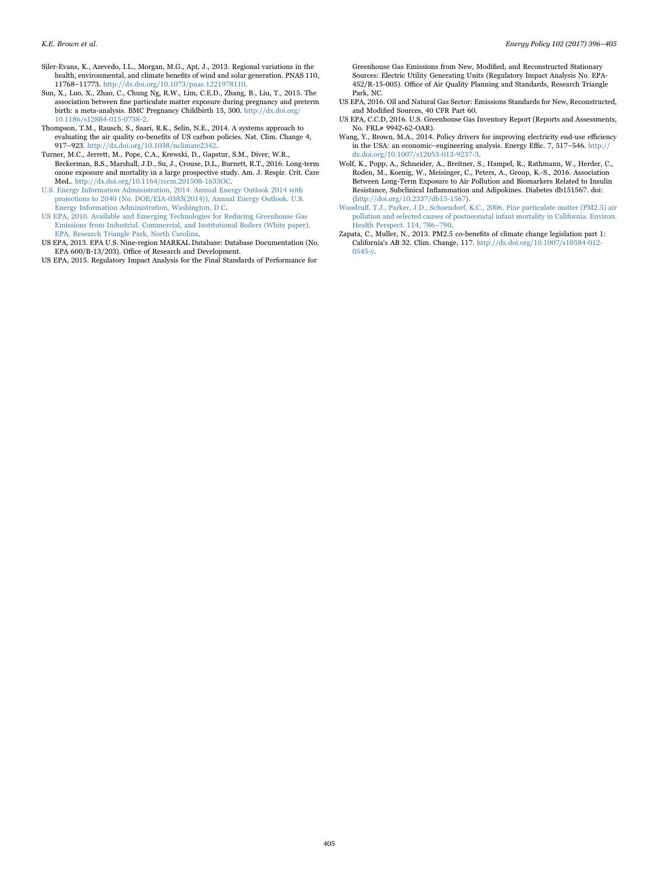Siler-Evans, K., Azevedo, I.L., Morgan, M.G., Apt, J., 2013. Regional variations in the health, environmental, and climate benefits of wind and solar generation. PNAS 110, 11768–11773. http://dx.doi.org/10.1073/pnas.1221978110.

Sun, X., Luo, X., Zhao, C., Chung Ng, R.W., Lim, C.E.D., Zhang, B., Liu, T., 2015. The association between fine particulate matter exposure during pregnancy and preterm birth: a meta-analysis. BMC Pregnancy Childbirth 15, 300. http://dx.doi.org/10.1186/s12884-015-0738-2.

Thompson, T.M., Rausch, S., Saari, R.K., Selin, N.E., 2014. A systems approach to evaluating the air quality co-benefits of US carbon policies. Nat. Clim. Change 4, 917–923. http://dx.doi.org/10.1038/nclimate2342.

Turner, M.C., Jerrett, M., Pope, C.A., Krewski, D., Gapstur, S.M., Diver, W.R., Beckerman, B.S., Marshall, J.D., Su, J., Crouse, D.L., Burnett, R.T., 2016. Long-term ozone exposure and mortality in a large prospective study. Am. J. Respir. Crit. Care Med.. http://dx.doi.org/10.1164/rccm.201508-1633OC.

U.S. Energy Information Administration, 2014. Annual Energy Outlook 2014 with projections to 2040 (No. DOE/EIA-0383(2014)), Annual Energy Outlook. U.S. Energy Information Administration, Washington, D.C.

US EPA, 2010. Available and Emerging Technologies for Reducing Greenhouse Gas Emissions from Industrial. Commercial, and Institutional Boilers (White paper). EPA, Research Triangle Park, North Carolina.

US EPA, 2013. EPA U.S. Nine-region MARKAL Database: Database Documentation (No. EPA 600/B-13/203). Office of Research and Development.

US EPA, 2015. Regulatory Impact Analysis for the Final Standards of Performance for Greenhouse Gas Emissions from New, Modified, and Reconstructed Stationary Sources: Electric Utility Generating Units (Regulatory Impact Analysis No. EPA-452/R-15-005). Office of Air Quality Planning and Standards, Research Triangle Park, NC.

US EPA, 2016. Oil and Natural Gas Sector: Emissions Standards for New, Reconstructed, and Modified Sources, 40 CFR Part 60.

US EPA, C.C.D, 2016. U.S. Greenhouse Gas Inventory Report (Reports and Assessments, No. FRL# 9942-62-OAR).

Wang, Y., Brown, M.A., 2014. Policy drivers for improving electricity end-use efficiency in the USA: an economic–engineering analysis. Energy Effic. 7, 517–546. http://dx.doi.org/10.1007/s12053-013-9237-3.

Wolf, K., Popp, A., Schneider, A., Breitner, S., Hampel, R., Rathmann, W., Herder, C., Roden, M., Koenig, W., Meisinger, C., Peters, A., Group, K.-S., 2016. Association Between Long-Term Exposure to Air Pollution and Biomarkers Related to Insulin Resistance, Subclinical Inflammation and Adipokines. Diabetes db151567. doi: ⟨http://doi.org/10.2337/db15-1567⟩.

Woodruff, T.J., Parker, J.D., Schoendorf, K.C., 2006. Fine particulate matter (PM2.5) air pollution and selected causes of postneonatal infant mortality in California. Environ. Health Perspect. 114, 786–790.

Zapata, C., Muller, N., 2013. PM2.5 co-benefits of climate change legislation part 1: California's AB 32. Clim. Change, 117. http://dx.doi.org/10.1007/s10584-012-0545-y.